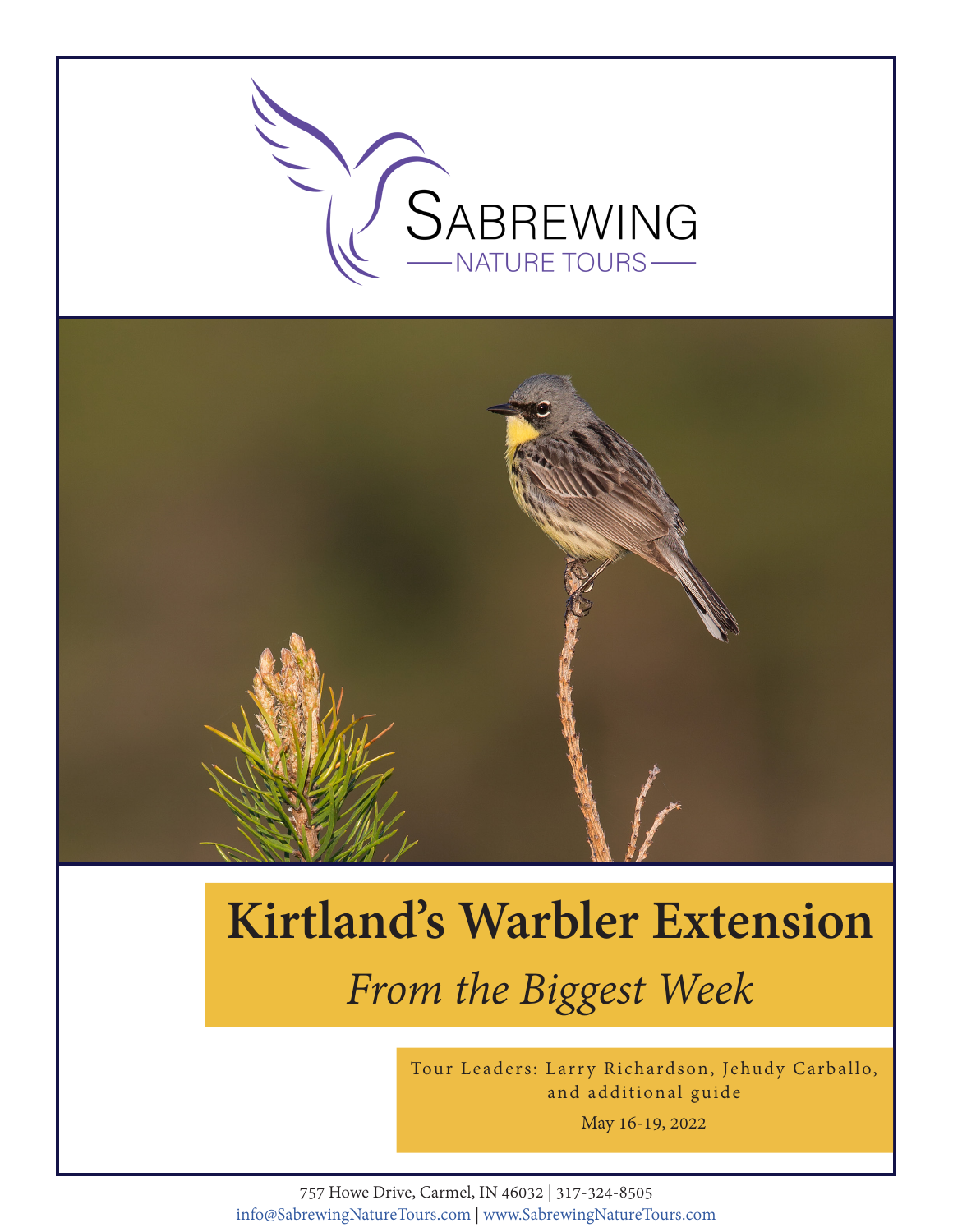SABREWING
NATURE TOURS

# Kirtland's Warbler Extension

*From the Biggest Week*

Tour Leaders: Larry Richardson, Jehudy Carballo, and additional guide

May 16-19, 2022

757 Howe Drive, Carmel, IN 46032 | 317-324-8505
info@SabrewingNatureTours.com | www.SabrewingNatureTours.com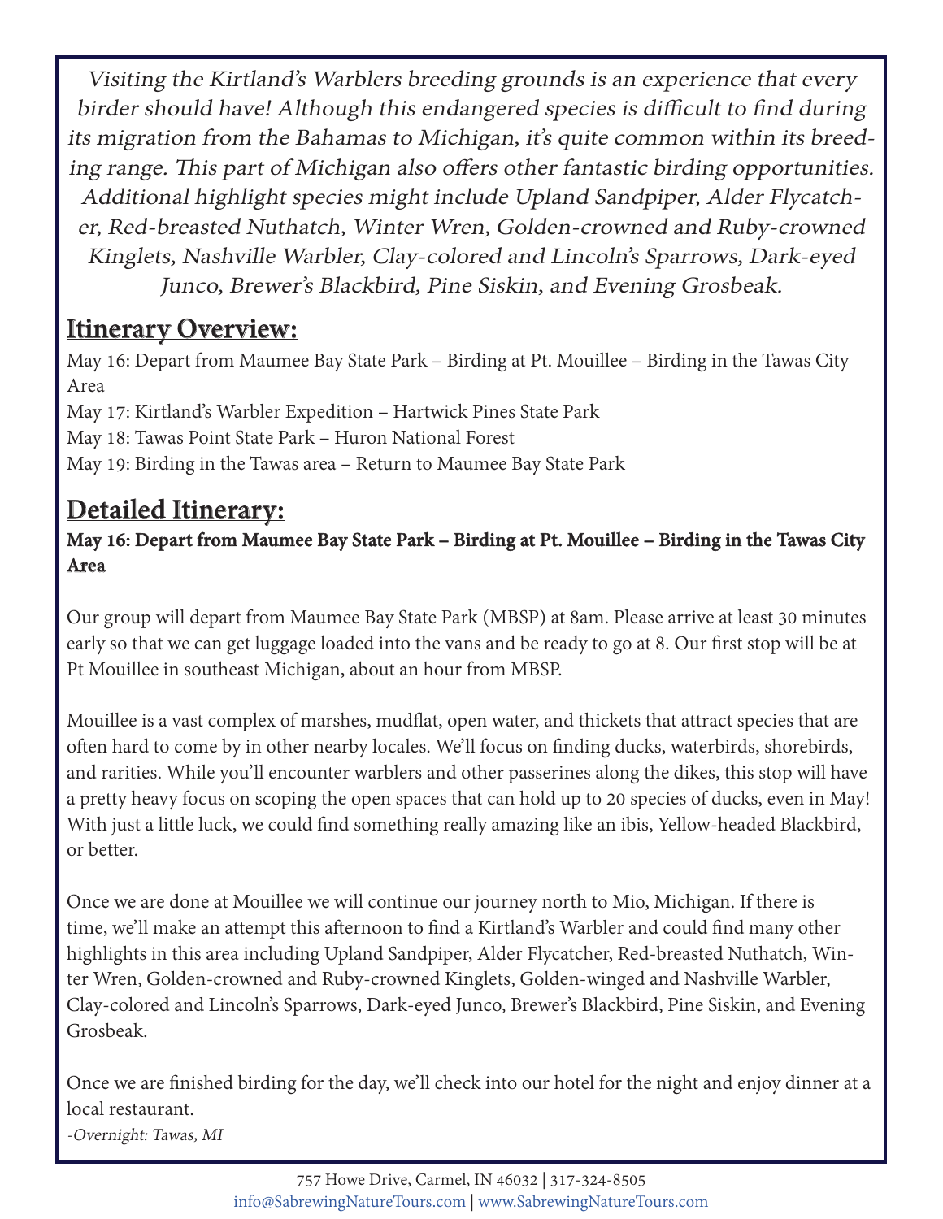*Visiting the Kirtland's Warblers breeding grounds is an experience that every birder should have! Although this endangered species is difficult to find during its migration from the Bahamas to Michigan, it's quite common within its breeding range. This part of Michigan also offers other fantastic birding opportunities. Additional highlight species might include Upland Sandpiper, Alder Flycatcher, Red-breasted Nuthatch, Winter Wren, Golden-crowned and Ruby-crowned Kinglets, Nashville Warbler, Clay-colored and Lincoln's Sparrows, Dark-eyed Junco, Brewer's Blackbird, Pine Siskin, and Evening Grosbeak.*

## Itinerary Overview:

May 16: Depart from Maumee Bay State Park – Birding at Pt. Mouillee – Birding in the Tawas City Area
May 17: Kirtland's Warbler Expedition – Hartwick Pines State Park
May 18: Tawas Point State Park – Huron National Forest
May 19: Birding in the Tawas area – Return to Maumee Bay State Park

## Detailed Itinerary:

**May 16: Depart from Maumee Bay State Park – Birding at Pt. Mouillee – Birding in the Tawas City Area**

Our group will depart from Maumee Bay State Park (MBSP) at 8am. Please arrive at least 30 minutes early so that we can get luggage loaded into the vans and be ready to go at 8. Our first stop will be at Pt Mouillee in southeast Michigan, about an hour from MBSP.

Mouillee is a vast complex of marshes, mudflat, open water, and thickets that attract species that are often hard to come by in other nearby locales. We'll focus on finding ducks, waterbirds, shorebirds, and rarities. While you'll encounter warblers and other passerines along the dikes, this stop will have a pretty heavy focus on scoping the open spaces that can hold up to 20 species of ducks, even in May! With just a little luck, we could find something really amazing like an ibis, Yellow-headed Blackbird, or better.

Once we are done at Mouillee we will continue our journey north to Mio, Michigan. If there is time, we'll make an attempt this afternoon to find a Kirtland's Warbler and could find many other highlights in this area including Upland Sandpiper, Alder Flycatcher, Red-breasted Nuthatch, Winter Wren, Golden-crowned and Ruby-crowned Kinglets, Golden-winged and Nashville Warbler, Clay-colored and Lincoln's Sparrows, Dark-eyed Junco, Brewer's Blackbird, Pine Siskin, and Evening Grosbeak.

Once we are finished birding for the day, we'll check into our hotel for the night and enjoy dinner at a local restaurant.
*-Overnight: Tawas, MI*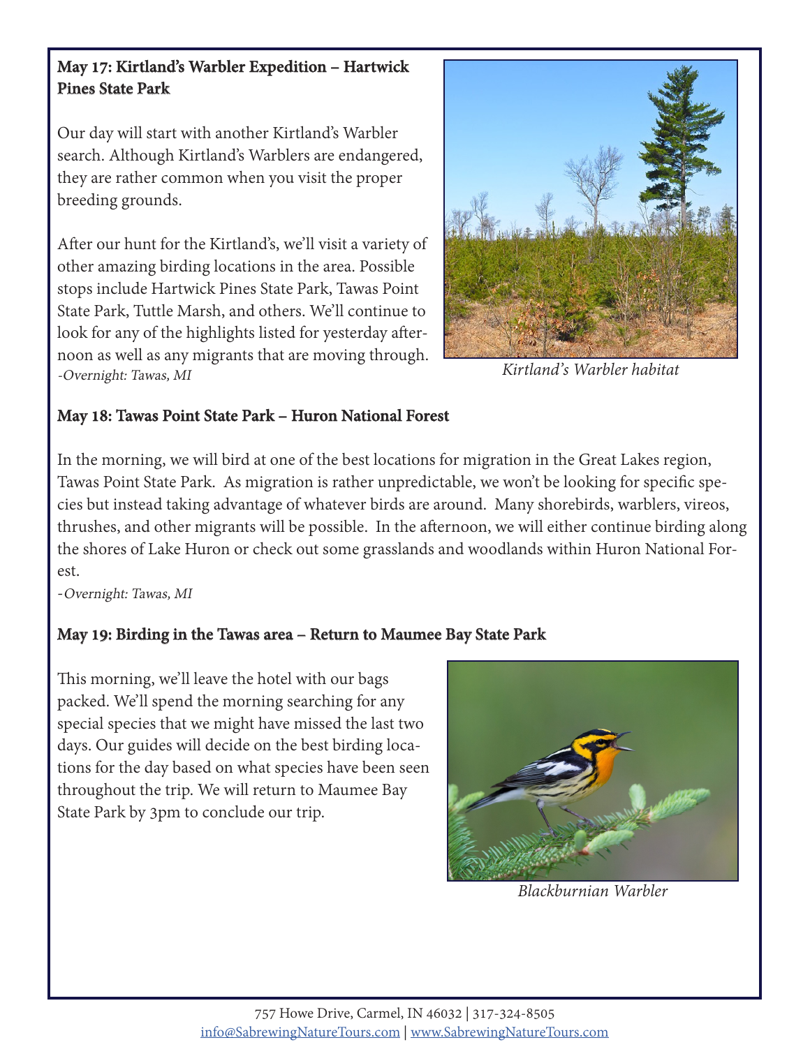**May 17: Kirtland's Warbler Expedition – Hartwick Pines State Park**

Our day will start with another Kirtland's Warbler search. Although Kirtland's Warblers are endangered, they are rather common when you visit the proper breeding grounds.

After our hunt for the Kirtland's, we'll visit a variety of other amazing birding locations in the area. Possible stops include Hartwick Pines State Park, Tawas Point State Park, Tuttle Marsh, and others. We'll continue to look for any of the highlights listed for yesterday afternoon as well as any migrants that are moving through.

*-Overnight: Tawas, MI*

*Kirtland's Warbler habitat*

**May 18: Tawas Point State Park – Huron National Forest**

In the morning, we will bird at one of the best locations for migration in the Great Lakes region, Tawas Point State Park. As migration is rather unpredictable, we won't be looking for specific species but instead taking advantage of whatever birds are around. Many shorebirds, warblers, vireos, thrushes, and other migrants will be possible. In the afternoon, we will either continue birding along the shores of Lake Huron or check out some grasslands and woodlands within Huron National Forest.

*-Overnight: Tawas, MI*

**May 19: Birding in the Tawas area – Return to Maumee Bay State Park**

This morning, we'll leave the hotel with our bags packed. We'll spend the morning searching for any special species that we might have missed the last two days. Our guides will decide on the best birding locations for the day based on what species have been seen throughout the trip. We will return to Maumee Bay State Park by 3pm to conclude our trip.

*Blackburnian Warbler*

757 Howe Drive, Carmel, IN 46032 | 317-324-8505
info@SabrewingNatureTours.com | www.SabrewingNatureTours.com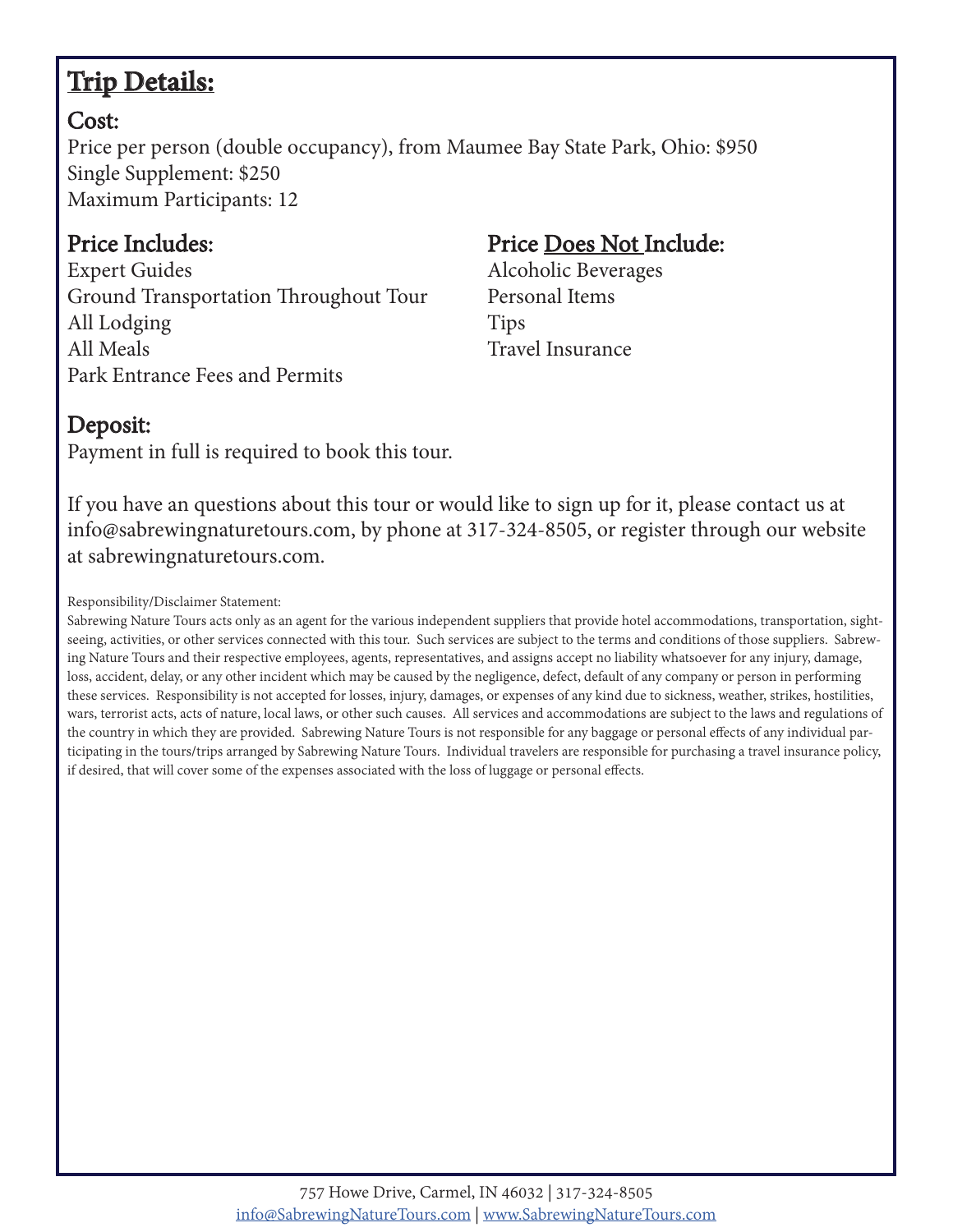## Trip Details:

### Cost:

Price per person (double occupancy), from Maumee Bay State Park, Ohio: $950
Single Supplement: $250
Maximum Participants: 12

### Price Includes:

Expert Guides
Ground Transportation Throughout Tour
All Lodging
All Meals
Park Entrance Fees and Permits

### Price Does Not Include:

Alcoholic Beverages
Personal Items
Tips
Travel Insurance

### Deposit:

Payment in full is required to book this tour.

If you have an questions about this tour or would like to sign up for it, please contact us at info@sabrewingnaturetours.com, by phone at 317-324-8505, or register through our website at sabrewingnaturetours.com.

Responsibility/Disclaimer Statement:
Sabrewing Nature Tours acts only as an agent for the various independent suppliers that provide hotel accommodations, transportation, sightseeing, activities, or other services connected with this tour. Such services are subject to the terms and conditions of those suppliers. Sabrewing Nature Tours and their respective employees, agents, representatives, and assigns accept no liability whatsoever for any injury, damage, loss, accident, delay, or any other incident which may be caused by the negligence, defect, default of any company or person in performing these services. Responsibility is not accepted for losses, injury, damages, or expenses of any kind due to sickness, weather, strikes, hostilities, wars, terrorist acts, acts of nature, local laws, or other such causes. All services and accommodations are subject to the laws and regulations of the country in which they are provided. Sabrewing Nature Tours is not responsible for any baggage or personal effects of any individual participating in the tours/trips arranged by Sabrewing Nature Tours. Individual travelers are responsible for purchasing a travel insurance policy, if desired, that will cover some of the expenses associated with the loss of luggage or personal effects.